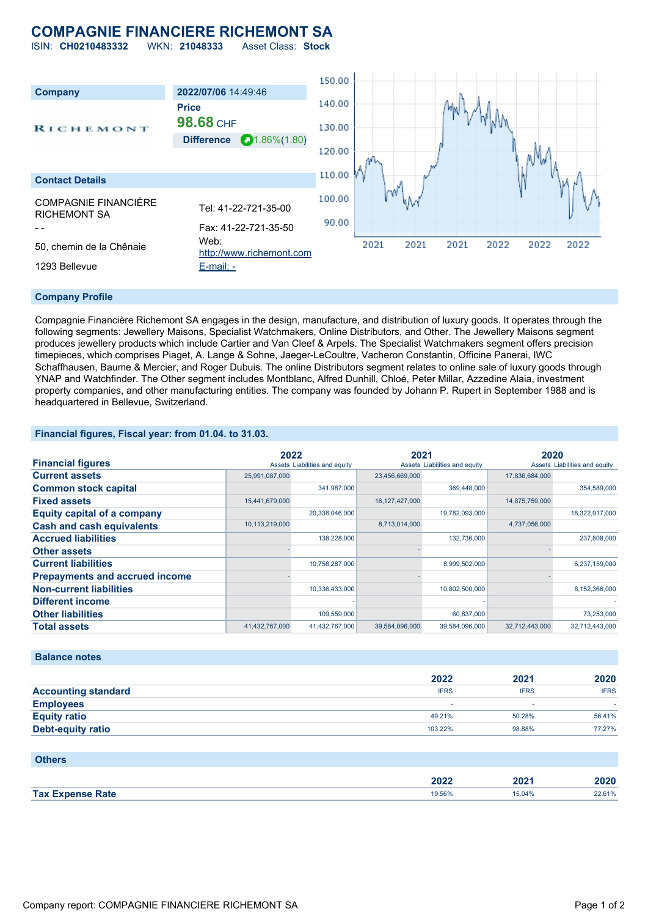# COMPAGNIE FINANCIERE RICHEMONT SA

ISIN: **CH0210483332** WKN: **21048333** Asset Class: **Stock**

| Company | 2022/07/06 14:49:46 |
|---|---|
| RICHEMONT | **Price** |
| | **98.68** CHF |
| | **Difference** 1.86%(1.80) |

## Contact Details

COMPAGNIE FINANCIÈRE RICHEMONT SA

- -

50, chemin de la Chênaie

1293 Bellevue

Tel: 41-22-721-35-00

Fax: 41-22-721-35-50

Web: http://www.richemont.com

E-mail: -

## Company Profile

Compagnie Financière Richemont SA engages in the design, manufacture, and distribution of luxury goods. It operates through the following segments: Jewellery Maisons, Specialist Watchmakers, Online Distributors, and Other. The Jewellery Maisons segment produces jewellery products which include Cartier and Van Cleef & Arpels. The Specialist Watchmakers segment offers precision timepieces, which comprises Piaget, A. Lange & Sohne, Jaeger-LeCoultre, Vacheron Constantin, Officine Panerai, IWC Schaffhausen, Baume & Mercier, and Roger Dubuis. The online Distributors segment relates to online sale of luxury goods through YNAP and Watchfinder. The Other segment includes Montblanc, Alfred Dunhill, Chloé, Peter Millar, Azzedine Alaia, investment property companies, and other manufacturing entities. The company was founded by Johann P. Rupert in September 1988 and is headquartered in Bellevue, Switzerland.

## Financial figures, Fiscal year: from 01.04. to 31.03.

| Financial figures | 2022 | | 2021 | | 2020 | |
|---|---|---|---|---|---|---|
| | Assets | Liabilities and equity | Assets | Liabilities and equity | Assets | Liabilities and equity |
| **Current assets** | 25,991,087,000 | | 23,456,669,000 | | 17,836,684,000 | |
| **Common stock capital** | | 341,987,000 | | 369,448,000 | | 354,589,000 |
| **Fixed assets** | 15,441,679,000 | | 16,127,427,000 | | 14,875,759,000 | |
| **Equity capital of a company** | | 20,338,046,000 | | 19,782,093,000 | | 18,322,917,000 |
| **Cash and cash equivalents** | 10,113,219,000 | | 8,713,014,000 | | 4,737,056,000 | |
| **Accrued liabilities** | | 138,228,000 | | 132,736,000 | | 237,808,000 |
| **Other assets** | - | | - | | - | |
| **Current liabilities** | | 10,758,287,000 | | 8,999,502,000 | | 6,237,159,000 |
| **Prepayments and accrued income** | - | | - | | - | |
| **Non-current liabilities** | | 10,336,433,000 | | 10,802,500,000 | | 8,152,366,000 |
| **Different income** | | - | | - | | - |
| **Other liabilities** | | 109,559,000 | | 60,837,000 | | 73,253,000 |
| **Total assets** | 41,432,767,000 | 41,432,767,000 | 39,584,096,000 | 39,584,096,000 | 32,712,443,000 | 32,712,443,000 |

## Balance notes

| | 2022 | 2021 | 2020 |
|---|---|---|---|
| **Accounting standard** | IFRS | IFRS | IFRS |
| **Employees** | - | - | - |
| **Equity ratio** | 49.21% | 50.28% | 56.41% |
| **Debt-equity ratio** | 103.22% | 98.88% | 77.27% |

## Others

| | 2022 | 2021 | 2020 |
|---|---|---|---|
| **Tax Expense Rate** | 19.56% | 15.04% | 22.61% |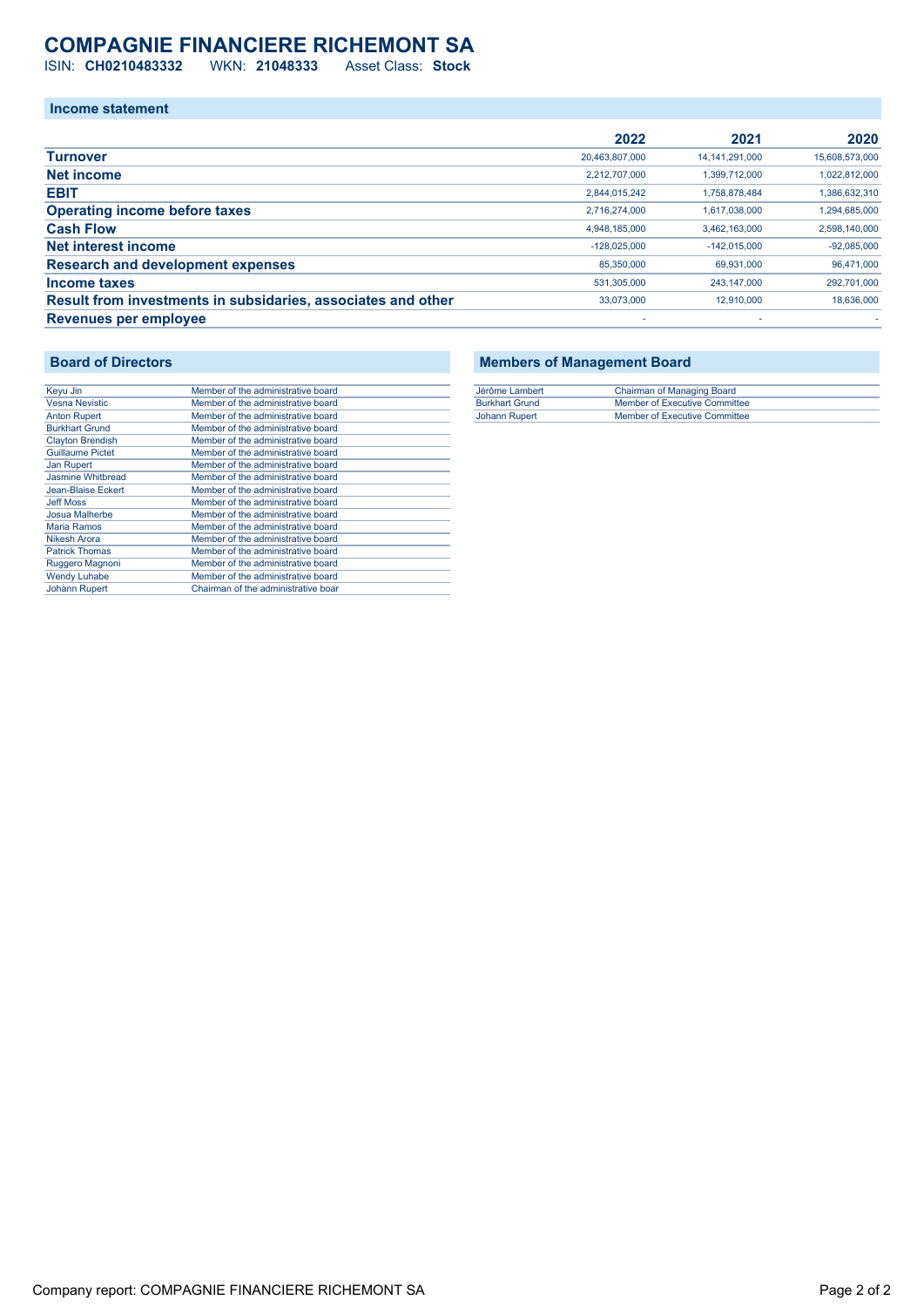# COMPAGNIE FINANCIERE RICHEMONT SA

ISIN: **CH0210483332** WKN: **21048333** Asset Class: **Stock**

## Income statement

| | 2022 | 2021 | 2020 |
|---|---|---|---|
| **Turnover** | 20,463,807,000 | 14,141,291,000 | 15,608,573,000 |
| **Net income** | 2,212,707,000 | 1,399,712,000 | 1,022,812,000 |
| **EBIT** | 2,844,015,242 | 1,758,878,484 | 1,386,632,310 |
| **Operating income before taxes** | 2,716,274,000 | 1,617,038,000 | 1,294,685,000 |
| **Cash Flow** | 4,948,185,000 | 3,462,163,000 | 2,598,140,000 |
| **Net interest income** | -128,025,000 | -142,015,000 | -92,085,000 |
| **Research and development expenses** | 85,350,000 | 69,931,000 | 96,471,000 |
| **Income taxes** | 531,305,000 | 243,147,000 | 292,701,000 |
| **Result from investments in subsidaries, associates and other** | 33,073,000 | 12,910,000 | 18,636,000 |
| **Revenues per employee** | - | - | - |

## Board of Directors

| | |
|---|---|
| Keyu Jin | Member of the administrative board |
| Vesna Nevistic | Member of the administrative board |
| Anton Rupert | Member of the administrative board |
| Burkhart Grund | Member of the administrative board |
| Clayton Brendish | Member of the administrative board |
| Guillaume Pictet | Member of the administrative board |
| Jan Rupert | Member of the administrative board |
| Jasmine Whitbread | Member of the administrative board |
| Jean-Blaise Eckert | Member of the administrative board |
| Jeff Moss | Member of the administrative board |
| Josua Malherbe | Member of the administrative board |
| Maria Ramos | Member of the administrative board |
| Nikesh Arora | Member of the administrative board |
| Patrick Thomas | Member of the administrative board |
| Ruggero Magnoni | Member of the administrative board |
| Wendy Luhabe | Member of the administrative board |
| Johann Rupert | Chairman of the administrative boar |

## Members of Management Board

| | |
|---|---|
| Jérôme Lambert | Chairman of Managing Board |
| Burkhart Grund | Member of Executive Committee |
| Johann Rupert | Member of Executive Committee |